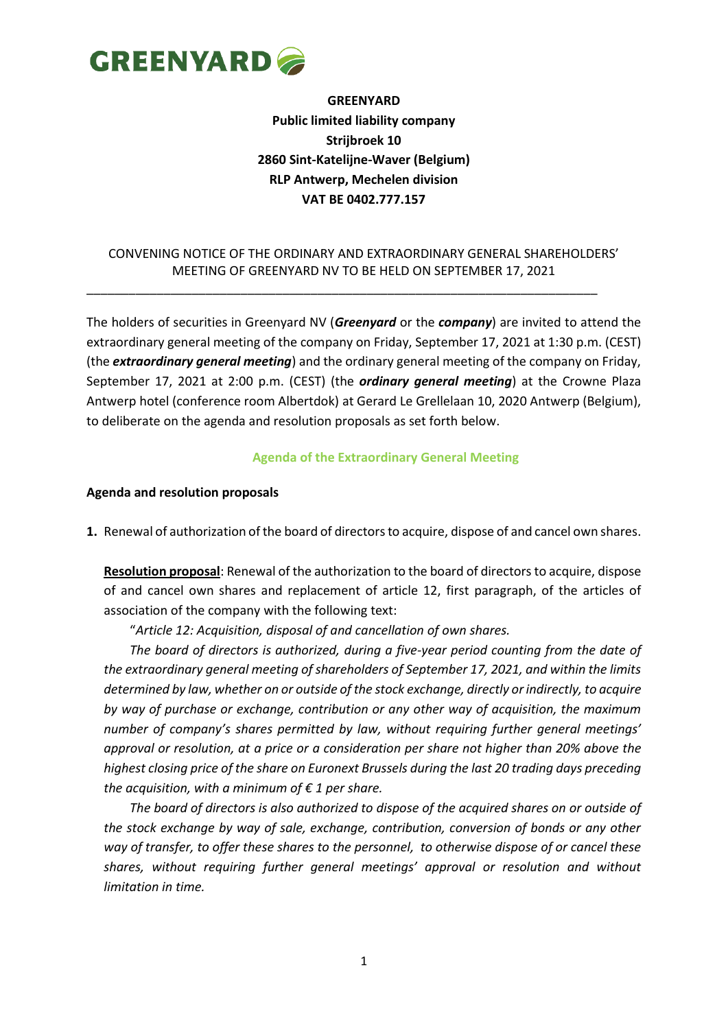GREENYARD

**GREENYARD**
**Public limited liability company**
**Strijbroek 10**
**2860 Sint-Katelijne-Waver (Belgium)**
**RLP Antwerp, Mechelen division**
**VAT BE 0402.777.157**

CONVENING NOTICE OF THE ORDINARY AND EXTRAORDINARY GENERAL SHAREHOLDERS' MEETING OF GREENYARD NV TO BE HELD ON SEPTEMBER 17, 2021

---

The holders of securities in Greenyard NV (***Greenyard*** or the ***company***) are invited to attend the extraordinary general meeting of the company on Friday, September 17, 2021 at 1:30 p.m. (CEST) (the ***extraordinary general meeting***) and the ordinary general meeting of the company on Friday, September 17, 2021 at 2:00 p.m. (CEST) (the ***ordinary general meeting***) at the Crowne Plaza Antwerp hotel (conference room Albertdok) at Gerard Le Grellelaan 10, 2020 Antwerp (Belgium), to deliberate on the agenda and resolution proposals as set forth below.

## Agenda of the Extraordinary General Meeting

### Agenda and resolution proposals

**1.** Renewal of authorization of the board of directors to acquire, dispose of and cancel own shares.

<u>**Resolution proposal**</u>: Renewal of the authorization to the board of directors to acquire, dispose of and cancel own shares and replacement of article 12, first paragraph, of the articles of association of the company with the following text:

"*Article 12: Acquisition, disposal of and cancellation of own shares.*

*The board of directors is authorized, during a five-year period counting from the date of the extraordinary general meeting of shareholders of September 17, 2021, and within the limits determined by law, whether on or outside of the stock exchange, directly or indirectly, to acquire by way of purchase or exchange, contribution or any other way of acquisition, the maximum number of company's shares permitted by law, without requiring further general meetings' approval or resolution, at a price or a consideration per share not higher than 20% above the highest closing price of the share on Euronext Brussels during the last 20 trading days preceding the acquisition, with a minimum of € 1 per share.*

*The board of directors is also authorized to dispose of the acquired shares on or outside of the stock exchange by way of sale, exchange, contribution, conversion of bonds or any other way of transfer, to offer these shares to the personnel, to otherwise dispose of or cancel these shares, without requiring further general meetings' approval or resolution and without limitation in time.*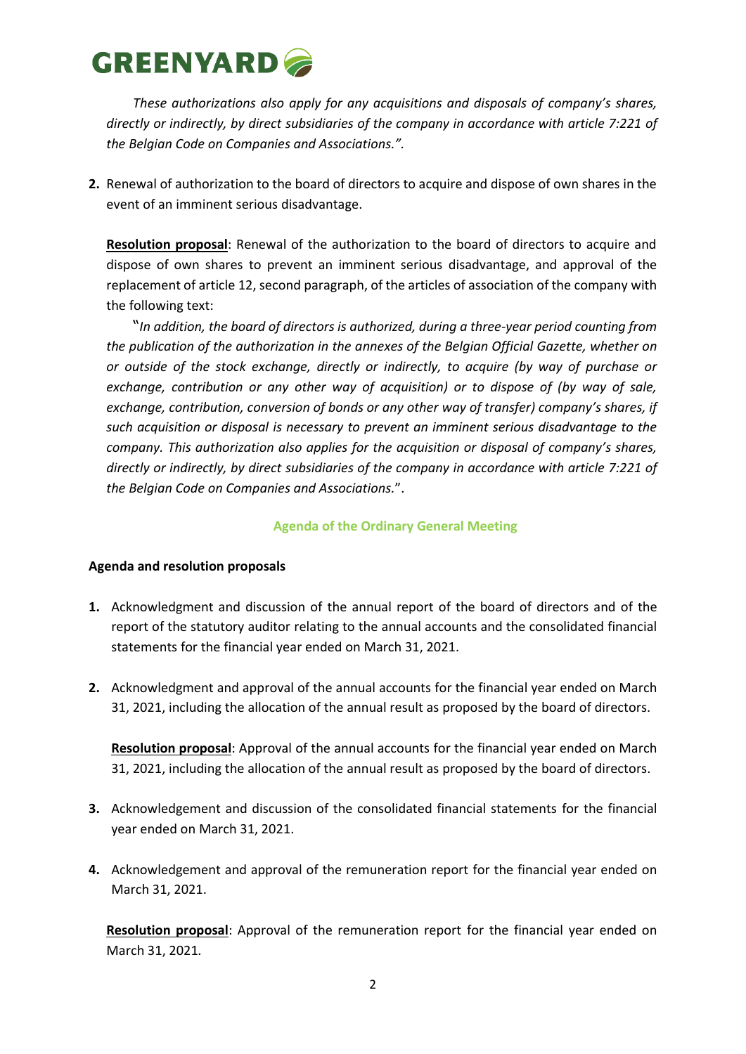*These authorizations also apply for any acquisitions and disposals of company's shares, directly or indirectly, by direct subsidiaries of the company in accordance with article 7:221 of the Belgian Code on Companies and Associations.".*

**2.** Renewal of authorization to the board of directors to acquire and dispose of own shares in the event of an imminent serious disadvantage.

**Resolution proposal**: Renewal of the authorization to the board of directors to acquire and dispose of own shares to prevent an imminent serious disadvantage, and approval of the replacement of article 12, second paragraph, of the articles of association of the company with the following text:

"*In addition, the board of directors is authorized, during a three-year period counting from the publication of the authorization in the annexes of the Belgian Official Gazette, whether on or outside of the stock exchange, directly or indirectly, to acquire (by way of purchase or exchange, contribution or any other way of acquisition) or to dispose of (by way of sale, exchange, contribution, conversion of bonds or any other way of transfer) company's shares, if such acquisition or disposal is necessary to prevent an imminent serious disadvantage to the company. This authorization also applies for the acquisition or disposal of company's shares, directly or indirectly, by direct subsidiaries of the company in accordance with article 7:221 of the Belgian Code on Companies and Associations.*".

## Agenda of the Ordinary General Meeting

**Agenda and resolution proposals**

**1.** Acknowledgment and discussion of the annual report of the board of directors and of the report of the statutory auditor relating to the annual accounts and the consolidated financial statements for the financial year ended on March 31, 2021.

**2.** Acknowledgment and approval of the annual accounts for the financial year ended on March 31, 2021, including the allocation of the annual result as proposed by the board of directors.

**Resolution proposal**: Approval of the annual accounts for the financial year ended on March 31, 2021, including the allocation of the annual result as proposed by the board of directors.

**3.** Acknowledgement and discussion of the consolidated financial statements for the financial year ended on March 31, 2021.

**4.** Acknowledgement and approval of the remuneration report for the financial year ended on March 31, 2021.

**Resolution proposal**: Approval of the remuneration report for the financial year ended on March 31, 2021.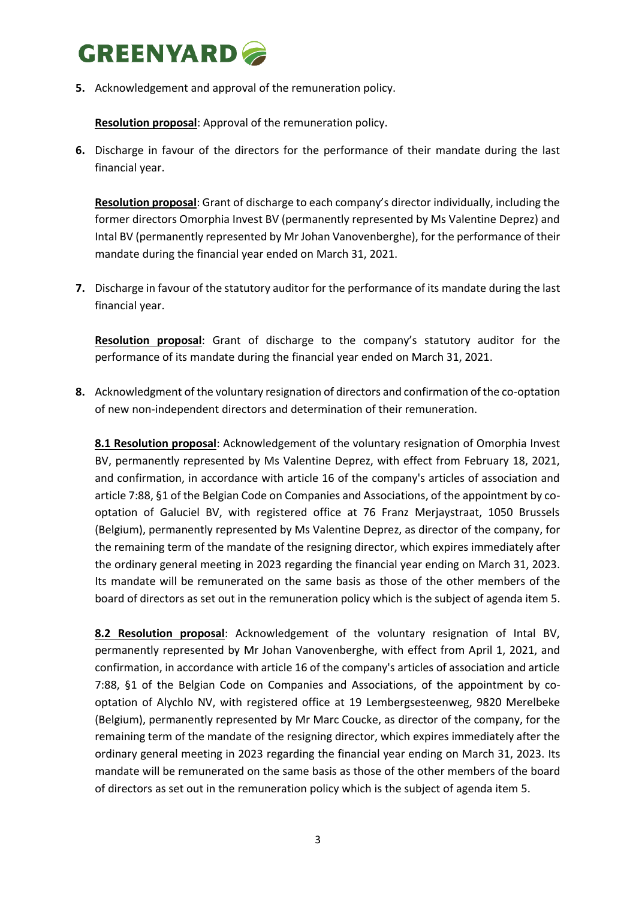**5.** Acknowledgement and approval of the remuneration policy.

**Resolution proposal**: Approval of the remuneration policy.

**6.** Discharge in favour of the directors for the performance of their mandate during the last financial year.

**Resolution proposal**: Grant of discharge to each company's director individually, including the former directors Omorphia Invest BV (permanently represented by Ms Valentine Deprez) and Intal BV (permanently represented by Mr Johan Vanovenberghe), for the performance of their mandate during the financial year ended on March 31, 2021.

**7.** Discharge in favour of the statutory auditor for the performance of its mandate during the last financial year.

**Resolution proposal**: Grant of discharge to the company's statutory auditor for the performance of its mandate during the financial year ended on March 31, 2021.

**8.** Acknowledgment of the voluntary resignation of directors and confirmation of the co-optation of new non-independent directors and determination of their remuneration.

**8.1 Resolution proposal**: Acknowledgement of the voluntary resignation of Omorphia Invest BV, permanently represented by Ms Valentine Deprez, with effect from February 18, 2021, and confirmation, in accordance with article 16 of the company's articles of association and article 7:88, §1 of the Belgian Code on Companies and Associations, of the appointment by co-optation of Galuciel BV, with registered office at 76 Franz Merjaystraat, 1050 Brussels (Belgium), permanently represented by Ms Valentine Deprez, as director of the company, for the remaining term of the mandate of the resigning director, which expires immediately after the ordinary general meeting in 2023 regarding the financial year ending on March 31, 2023. Its mandate will be remunerated on the same basis as those of the other members of the board of directors as set out in the remuneration policy which is the subject of agenda item 5.

**8.2 Resolution proposal**: Acknowledgement of the voluntary resignation of Intal BV, permanently represented by Mr Johan Vanovenberghe, with effect from April 1, 2021, and confirmation, in accordance with article 16 of the company's articles of association and article 7:88, §1 of the Belgian Code on Companies and Associations, of the appointment by co-optation of Alychlo NV, with registered office at 19 Lembergsesteenweg, 9820 Merelbeke (Belgium), permanently represented by Mr Marc Coucke, as director of the company, for the remaining term of the mandate of the resigning director, which expires immediately after the ordinary general meeting in 2023 regarding the financial year ending on March 31, 2023. Its mandate will be remunerated on the same basis as those of the other members of the board of directors as set out in the remuneration policy which is the subject of agenda item 5.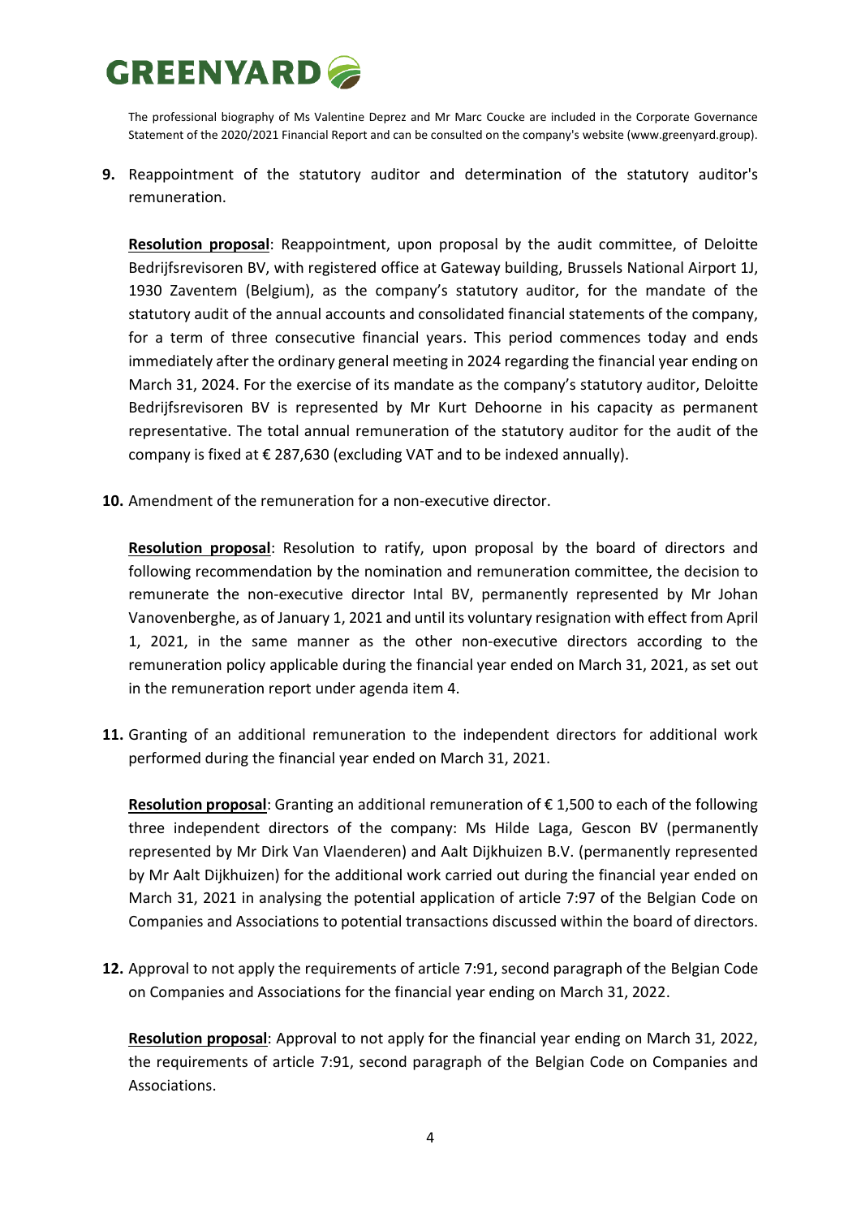The professional biography of Ms Valentine Deprez and Mr Marc Coucke are included in the Corporate Governance Statement of the 2020/2021 Financial Report and can be consulted on the company's website (www.greenyard.group).

**9.** Reappointment of the statutory auditor and determination of the statutory auditor's remuneration.

**Resolution proposal**: Reappointment, upon proposal by the audit committee, of Deloitte Bedrijfsrevisoren BV, with registered office at Gateway building, Brussels National Airport 1J, 1930 Zaventem (Belgium), as the company's statutory auditor, for the mandate of the statutory audit of the annual accounts and consolidated financial statements of the company, for a term of three consecutive financial years. This period commences today and ends immediately after the ordinary general meeting in 2024 regarding the financial year ending on March 31, 2024. For the exercise of its mandate as the company's statutory auditor, Deloitte Bedrijfsrevisoren BV is represented by Mr Kurt Dehoorne in his capacity as permanent representative. The total annual remuneration of the statutory auditor for the audit of the company is fixed at € 287,630 (excluding VAT and to be indexed annually).

**10.** Amendment of the remuneration for a non-executive director.

**Resolution proposal**: Resolution to ratify, upon proposal by the board of directors and following recommendation by the nomination and remuneration committee, the decision to remunerate the non-executive director Intal BV, permanently represented by Mr Johan Vanovenberghe, as of January 1, 2021 and until its voluntary resignation with effect from April 1, 2021, in the same manner as the other non-executive directors according to the remuneration policy applicable during the financial year ended on March 31, 2021, as set out in the remuneration report under agenda item 4.

**11.** Granting of an additional remuneration to the independent directors for additional work performed during the financial year ended on March 31, 2021.

**Resolution proposal**: Granting an additional remuneration of € 1,500 to each of the following three independent directors of the company: Ms Hilde Laga, Gescon BV (permanently represented by Mr Dirk Van Vlaenderen) and Aalt Dijkhuizen B.V. (permanently represented by Mr Aalt Dijkhuizen) for the additional work carried out during the financial year ended on March 31, 2021 in analysing the potential application of article 7:97 of the Belgian Code on Companies and Associations to potential transactions discussed within the board of directors.

**12.** Approval to not apply the requirements of article 7:91, second paragraph of the Belgian Code on Companies and Associations for the financial year ending on March 31, 2022.

**Resolution proposal**: Approval to not apply for the financial year ending on March 31, 2022, the requirements of article 7:91, second paragraph of the Belgian Code on Companies and Associations.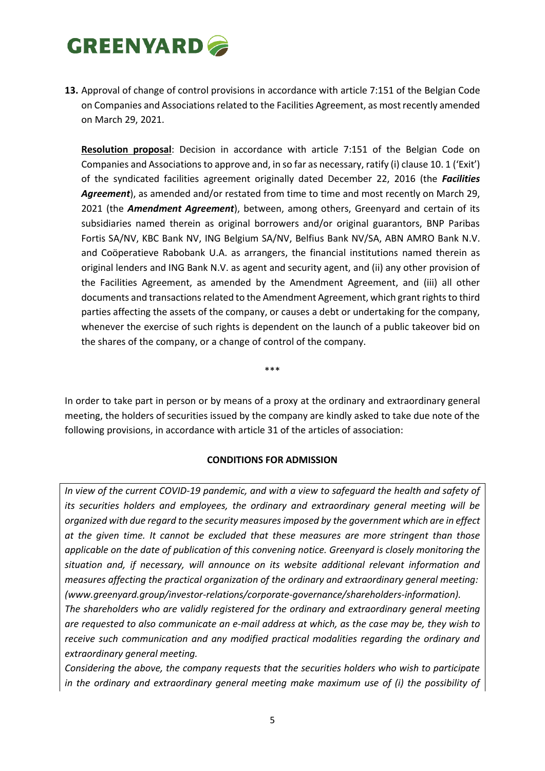**13.** Approval of change of control provisions in accordance with article 7:151 of the Belgian Code on Companies and Associations related to the Facilities Agreement, as most recently amended on March 29, 2021.

**Resolution proposal**: Decision in accordance with article 7:151 of the Belgian Code on Companies and Associations to approve and, in so far as necessary, ratify (i) clause 10. 1 ('Exit') of the syndicated facilities agreement originally dated December 22, 2016 (the ***Facilities Agreement***), as amended and/or restated from time to time and most recently on March 29, 2021 (the ***Amendment Agreement***), between, among others, Greenyard and certain of its subsidiaries named therein as original borrowers and/or original guarantors, BNP Paribas Fortis SA/NV, KBC Bank NV, ING Belgium SA/NV, Belfius Bank NV/SA, ABN AMRO Bank N.V. and Coöperatieve Rabobank U.A. as arrangers, the financial institutions named therein as original lenders and ING Bank N.V. as agent and security agent, and (ii) any other provision of the Facilities Agreement, as amended by the Amendment Agreement, and (iii) all other documents and transactions related to the Amendment Agreement, which grant rights to third parties affecting the assets of the company, or causes a debt or undertaking for the company, whenever the exercise of such rights is dependent on the launch of a public takeover bid on the shares of the company, or a change of control of the company.

\*\*\*

In order to take part in person or by means of a proxy at the ordinary and extraordinary general meeting, the holders of securities issued by the company are kindly asked to take due note of the following provisions, in accordance with article 31 of the articles of association:

**CONDITIONS FOR ADMISSION**

*In view of the current COVID-19 pandemic, and with a view to safeguard the health and safety of its securities holders and employees, the ordinary and extraordinary general meeting will be organized with due regard to the security measures imposed by the government which are in effect at the given time. It cannot be excluded that these measures are more stringent than those applicable on the date of publication of this convening notice. Greenyard is closely monitoring the situation and, if necessary, will announce on its website additional relevant information and measures affecting the practical organization of the ordinary and extraordinary general meeting: (www.greenyard.group/investor-relations/corporate-governance/shareholders-information).*

*The shareholders who are validly registered for the ordinary and extraordinary general meeting are requested to also communicate an e-mail address at which, as the case may be, they wish to receive such communication and any modified practical modalities regarding the ordinary and extraordinary general meeting.*

*Considering the above, the company requests that the securities holders who wish to participate in the ordinary and extraordinary general meeting make maximum use of (i) the possibility of*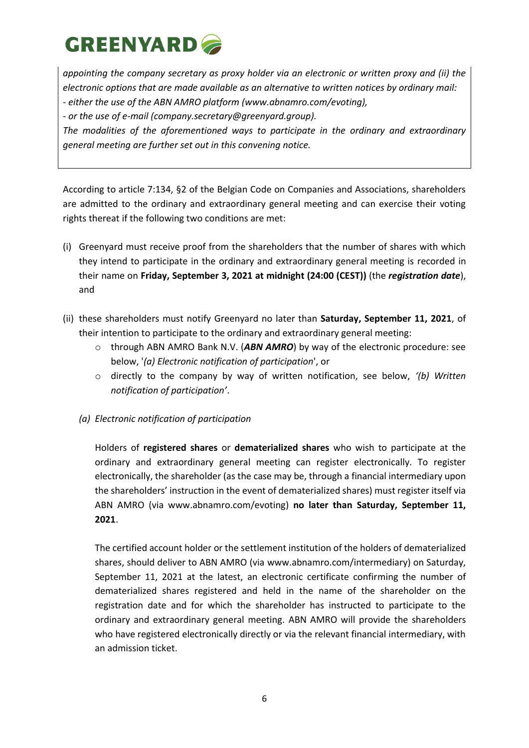*appointing the company secretary as proxy holder via an electronic or written proxy and (ii) the electronic options that are made available as an alternative to written notices by ordinary mail:*
*- either the use of the ABN AMRO platform (www.abnamro.com/evoting),*
*- or the use of e-mail (company.secretary@greenyard.group).*
*The modalities of the aforementioned ways to participate in the ordinary and extraordinary general meeting are further set out in this convening notice.*

According to article 7:134, §2 of the Belgian Code on Companies and Associations, shareholders are admitted to the ordinary and extraordinary general meeting and can exercise their voting rights thereat if the following two conditions are met:

(i) Greenyard must receive proof from the shareholders that the number of shares with which they intend to participate in the ordinary and extraordinary general meeting is recorded in their name on **Friday, September 3, 2021 at midnight (24:00 (CEST))** (the ***registration date***), and

(ii) these shareholders must notify Greenyard no later than **Saturday, September 11, 2021**, of their intention to participate to the ordinary and extraordinary general meeting:
   - through ABN AMRO Bank N.V. (***ABN AMRO***) by way of the electronic procedure: see below, '*(a) Electronic notification of participation*', or
   - directly to the company by way of written notification, see below, *'(b) Written notification of participation'*.

*(a) Electronic notification of participation*

Holders of **registered shares** or **dematerialized shares** who wish to participate at the ordinary and extraordinary general meeting can register electronically. To register electronically, the shareholder (as the case may be, through a financial intermediary upon the shareholders' instruction in the event of dematerialized shares) must register itself via ABN AMRO (via www.abnamro.com/evoting) **no later than Saturday, September 11, 2021**.

The certified account holder or the settlement institution of the holders of dematerialized shares, should deliver to ABN AMRO (via www.abnamro.com/intermediary) on Saturday, September 11, 2021 at the latest, an electronic certificate confirming the number of dematerialized shares registered and held in the name of the shareholder on the registration date and for which the shareholder has instructed to participate to the ordinary and extraordinary general meeting. ABN AMRO will provide the shareholders who have registered electronically directly or via the relevant financial intermediary, with an admission ticket.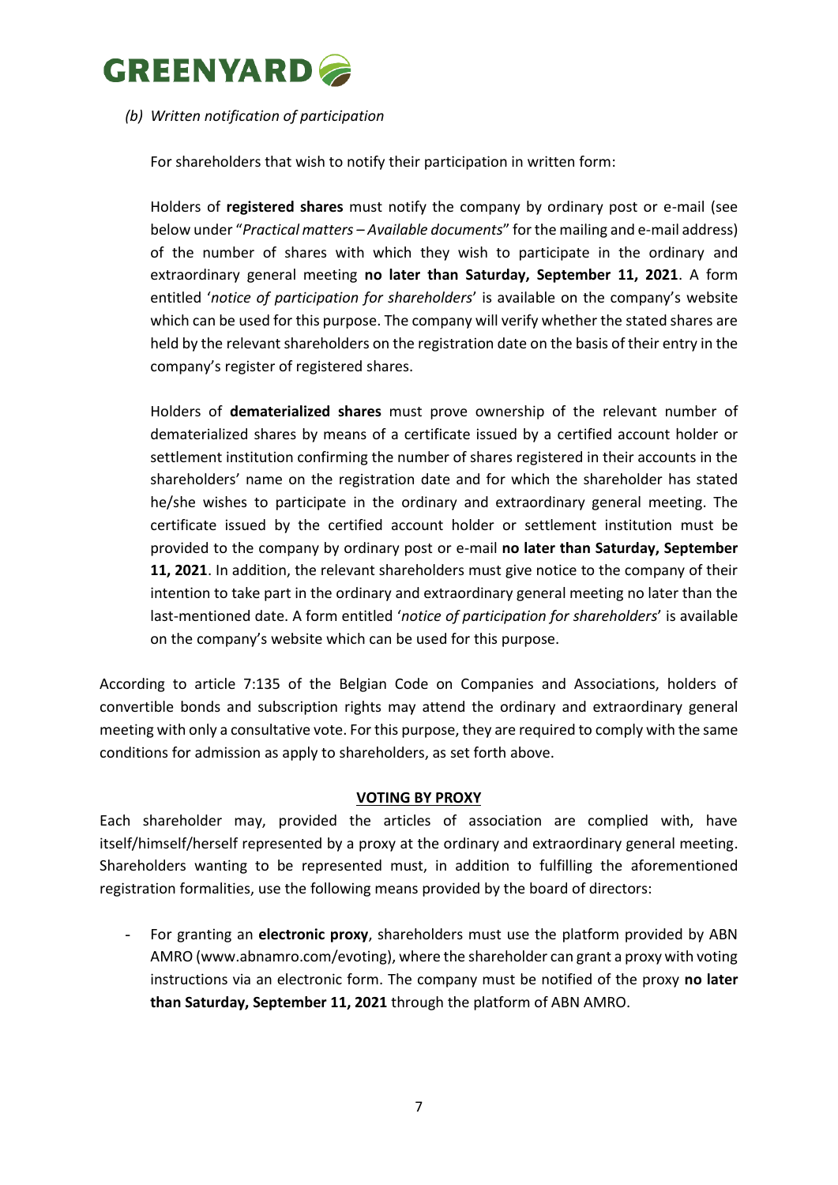*(b) Written notification of participation*

For shareholders that wish to notify their participation in written form:

Holders of **registered shares** must notify the company by ordinary post or e-mail (see below under "*Practical matters – Available documents*" for the mailing and e-mail address) of the number of shares with which they wish to participate in the ordinary and extraordinary general meeting **no later than Saturday, September 11, 2021**. A form entitled '*notice of participation for shareholders*' is available on the company's website which can be used for this purpose. The company will verify whether the stated shares are held by the relevant shareholders on the registration date on the basis of their entry in the company's register of registered shares.

Holders of **dematerialized shares** must prove ownership of the relevant number of dematerialized shares by means of a certificate issued by a certified account holder or settlement institution confirming the number of shares registered in their accounts in the shareholders' name on the registration date and for which the shareholder has stated he/she wishes to participate in the ordinary and extraordinary general meeting. The certificate issued by the certified account holder or settlement institution must be provided to the company by ordinary post or e-mail **no later than Saturday, September 11, 2021**. In addition, the relevant shareholders must give notice to the company of their intention to take part in the ordinary and extraordinary general meeting no later than the last-mentioned date. A form entitled '*notice of participation for shareholders*' is available on the company's website which can be used for this purpose.

According to article 7:135 of the Belgian Code on Companies and Associations, holders of convertible bonds and subscription rights may attend the ordinary and extraordinary general meeting with only a consultative vote. For this purpose, they are required to comply with the same conditions for admission as apply to shareholders, as set forth above.

## VOTING BY PROXY

Each shareholder may, provided the articles of association are complied with, have itself/himself/herself represented by a proxy at the ordinary and extraordinary general meeting. Shareholders wanting to be represented must, in addition to fulfilling the aforementioned registration formalities, use the following means provided by the board of directors:

- For granting an **electronic proxy**, shareholders must use the platform provided by ABN AMRO (www.abnamro.com/evoting), where the shareholder can grant a proxy with voting instructions via an electronic form. The company must be notified of the proxy **no later than Saturday, September 11, 2021** through the platform of ABN AMRO.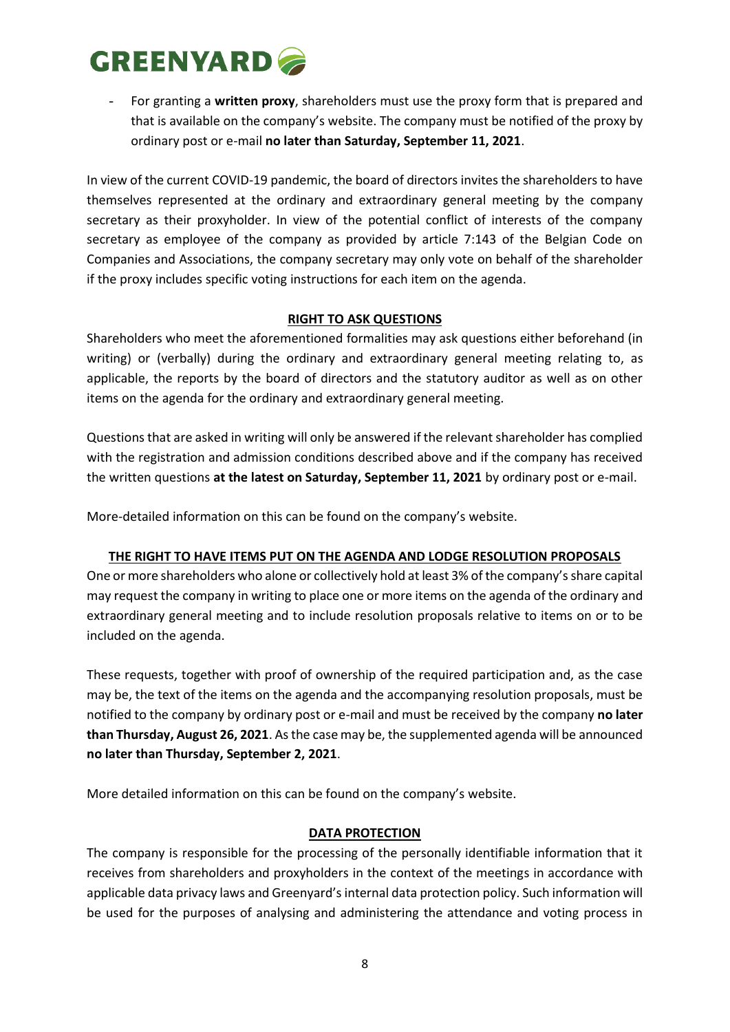- For granting a **written proxy**, shareholders must use the proxy form that is prepared and that is available on the company's website. The company must be notified of the proxy by ordinary post or e-mail **no later than Saturday, September 11, 2021**.

In view of the current COVID-19 pandemic, the board of directors invites the shareholders to have themselves represented at the ordinary and extraordinary general meeting by the company secretary as their proxyholder. In view of the potential conflict of interests of the company secretary as employee of the company as provided by article 7:143 of the Belgian Code on Companies and Associations, the company secretary may only vote on behalf of the shareholder if the proxy includes specific voting instructions for each item on the agenda.

**RIGHT TO ASK QUESTIONS**

Shareholders who meet the aforementioned formalities may ask questions either beforehand (in writing) or (verbally) during the ordinary and extraordinary general meeting relating to, as applicable, the reports by the board of directors and the statutory auditor as well as on other items on the agenda for the ordinary and extraordinary general meeting.

Questions that are asked in writing will only be answered if the relevant shareholder has complied with the registration and admission conditions described above and if the company has received the written questions **at the latest on Saturday, September 11, 2021** by ordinary post or e-mail.

More-detailed information on this can be found on the company's website.

**THE RIGHT TO HAVE ITEMS PUT ON THE AGENDA AND LODGE RESOLUTION PROPOSALS**

One or more shareholders who alone or collectively hold at least 3% of the company's share capital may request the company in writing to place one or more items on the agenda of the ordinary and extraordinary general meeting and to include resolution proposals relative to items on or to be included on the agenda.

These requests, together with proof of ownership of the required participation and, as the case may be, the text of the items on the agenda and the accompanying resolution proposals, must be notified to the company by ordinary post or e-mail and must be received by the company **no later than Thursday, August 26, 2021**. As the case may be, the supplemented agenda will be announced **no later than Thursday, September 2, 2021**.

More detailed information on this can be found on the company's website.

**DATA PROTECTION**

The company is responsible for the processing of the personally identifiable information that it receives from shareholders and proxyholders in the context of the meetings in accordance with applicable data privacy laws and Greenyard's internal data protection policy. Such information will be used for the purposes of analysing and administering the attendance and voting process in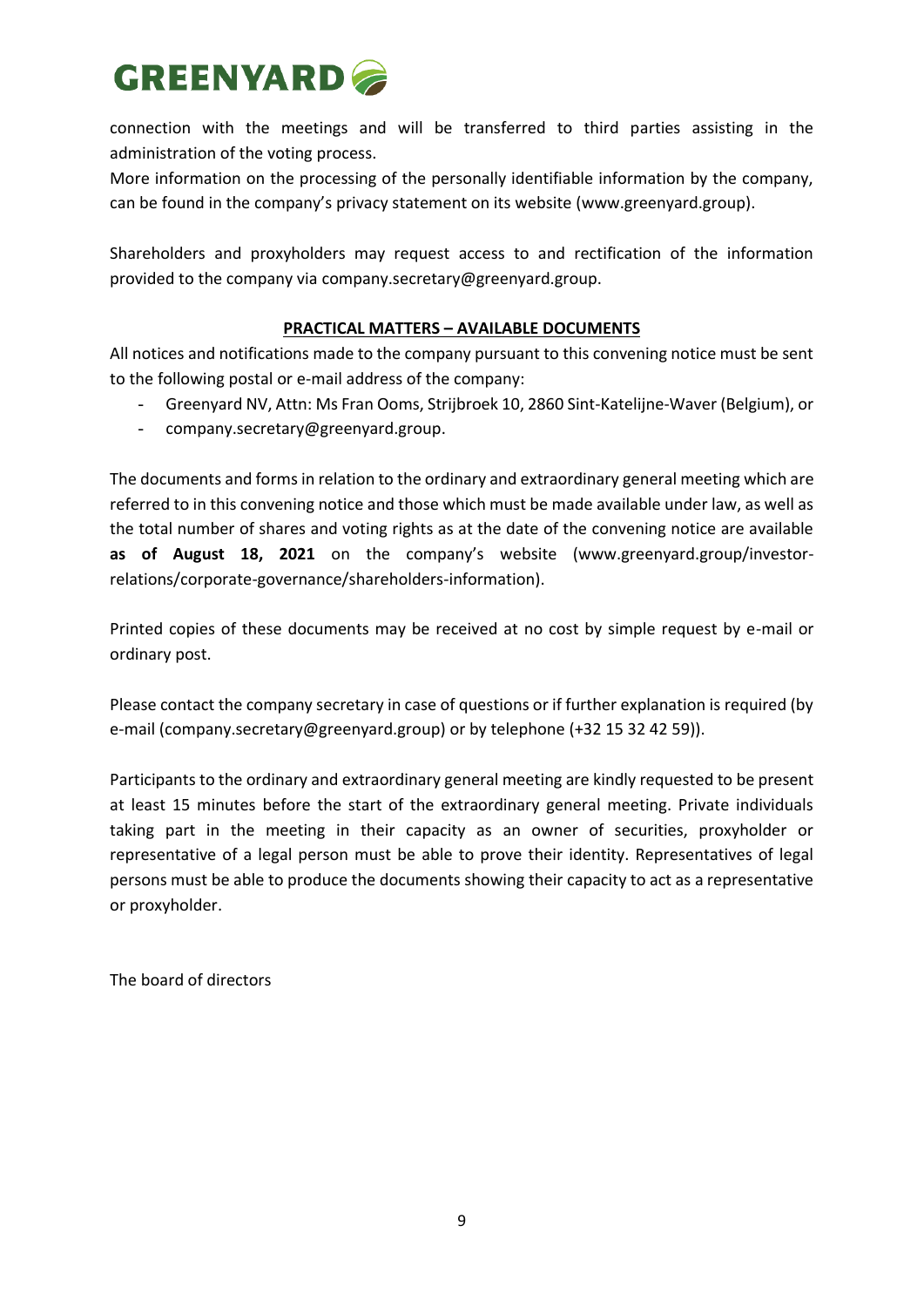connection with the meetings and will be transferred to third parties assisting in the administration of the voting process.
More information on the processing of the personally identifiable information by the company, can be found in the company's privacy statement on its website (www.greenyard.group).

Shareholders and proxyholders may request access to and rectification of the information provided to the company via company.secretary@greenyard.group.

**PRACTICAL MATTERS – AVAILABLE DOCUMENTS**

All notices and notifications made to the company pursuant to this convening notice must be sent to the following postal or e-mail address of the company:

- Greenyard NV, Attn: Ms Fran Ooms, Strijbroek 10, 2860 Sint-Katelijne-Waver (Belgium), or
- company.secretary@greenyard.group.

The documents and forms in relation to the ordinary and extraordinary general meeting which are referred to in this convening notice and those which must be made available under law, as well as the total number of shares and voting rights as at the date of the convening notice are available **as of August 18, 2021** on the company's website (www.greenyard.group/investor-relations/corporate-governance/shareholders-information).

Printed copies of these documents may be received at no cost by simple request by e-mail or ordinary post.

Please contact the company secretary in case of questions or if further explanation is required (by e-mail (company.secretary@greenyard.group) or by telephone (+32 15 32 42 59)).

Participants to the ordinary and extraordinary general meeting are kindly requested to be present at least 15 minutes before the start of the extraordinary general meeting. Private individuals taking part in the meeting in their capacity as an owner of securities, proxyholder or representative of a legal person must be able to prove their identity. Representatives of legal persons must be able to produce the documents showing their capacity to act as a representative or proxyholder.

The board of directors